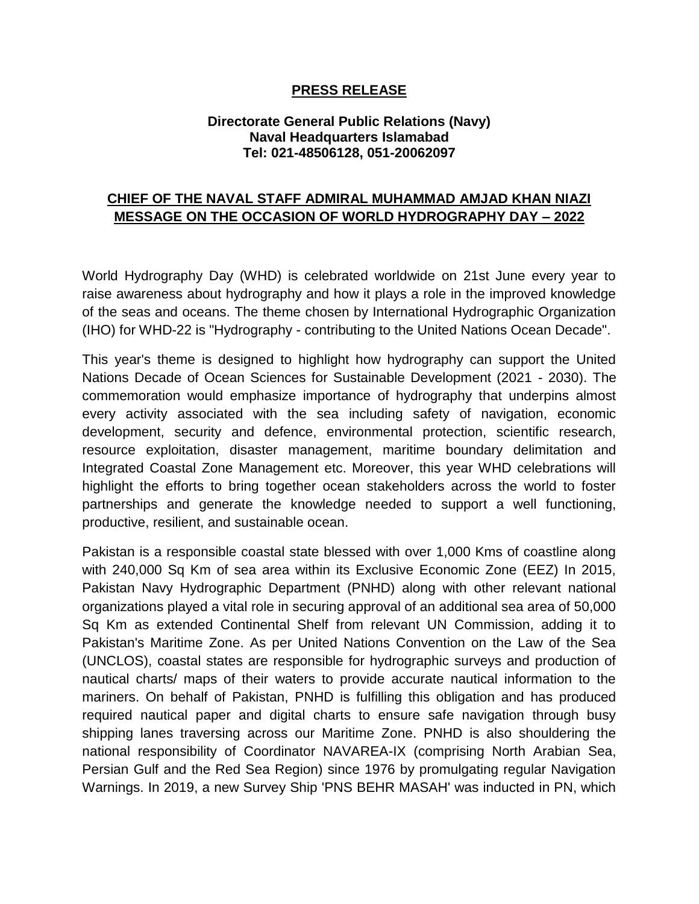**PRESS RELEASE**

**Directorate General Public Relations (Navy)**
**Naval Headquarters Islamabad**
**Tel: 021-48506128, 051-20062097**

# CHIEF OF THE NAVAL STAFF ADMIRAL MUHAMMAD AMJAD KHAN NIAZI MESSAGE ON THE OCCASION OF WORLD HYDROGRAPHY DAY – 2022

World Hydrography Day (WHD) is celebrated worldwide on 21st June every year to raise awareness about hydrography and how it plays a role in the improved knowledge of the seas and oceans. The theme chosen by International Hydrographic Organization (IHO) for WHD-22 is "Hydrography - contributing to the United Nations Ocean Decade".

This year's theme is designed to highlight how hydrography can support the United Nations Decade of Ocean Sciences for Sustainable Development (2021 - 2030). The commemoration would emphasize importance of hydrography that underpins almost every activity associated with the sea including safety of navigation, economic development, security and defence, environmental protection, scientific research, resource exploitation, disaster management, maritime boundary delimitation and Integrated Coastal Zone Management etc. Moreover, this year WHD celebrations will highlight the efforts to bring together ocean stakeholders across the world to foster partnerships and generate the knowledge needed to support a well functioning, productive, resilient, and sustainable ocean.

Pakistan is a responsible coastal state blessed with over 1,000 Kms of coastline along with 240,000 Sq Km of sea area within its Exclusive Economic Zone (EEZ) In 2015, Pakistan Navy Hydrographic Department (PNHD) along with other relevant national organizations played a vital role in securing approval of an additional sea area of 50,000 Sq Km as extended Continental Shelf from relevant UN Commission, adding it to Pakistan's Maritime Zone. As per United Nations Convention on the Law of the Sea (UNCLOS), coastal states are responsible for hydrographic surveys and production of nautical charts/ maps of their waters to provide accurate nautical information to the mariners. On behalf of Pakistan, PNHD is fulfilling this obligation and has produced required nautical paper and digital charts to ensure safe navigation through busy shipping lanes traversing across our Maritime Zone. PNHD is also shouldering the national responsibility of Coordinator NAVAREA-IX (comprising North Arabian Sea, Persian Gulf and the Red Sea Region) since 1976 by promulgating regular Navigation Warnings. In 2019, a new Survey Ship 'PNS BEHR MASAH' was inducted in PN, which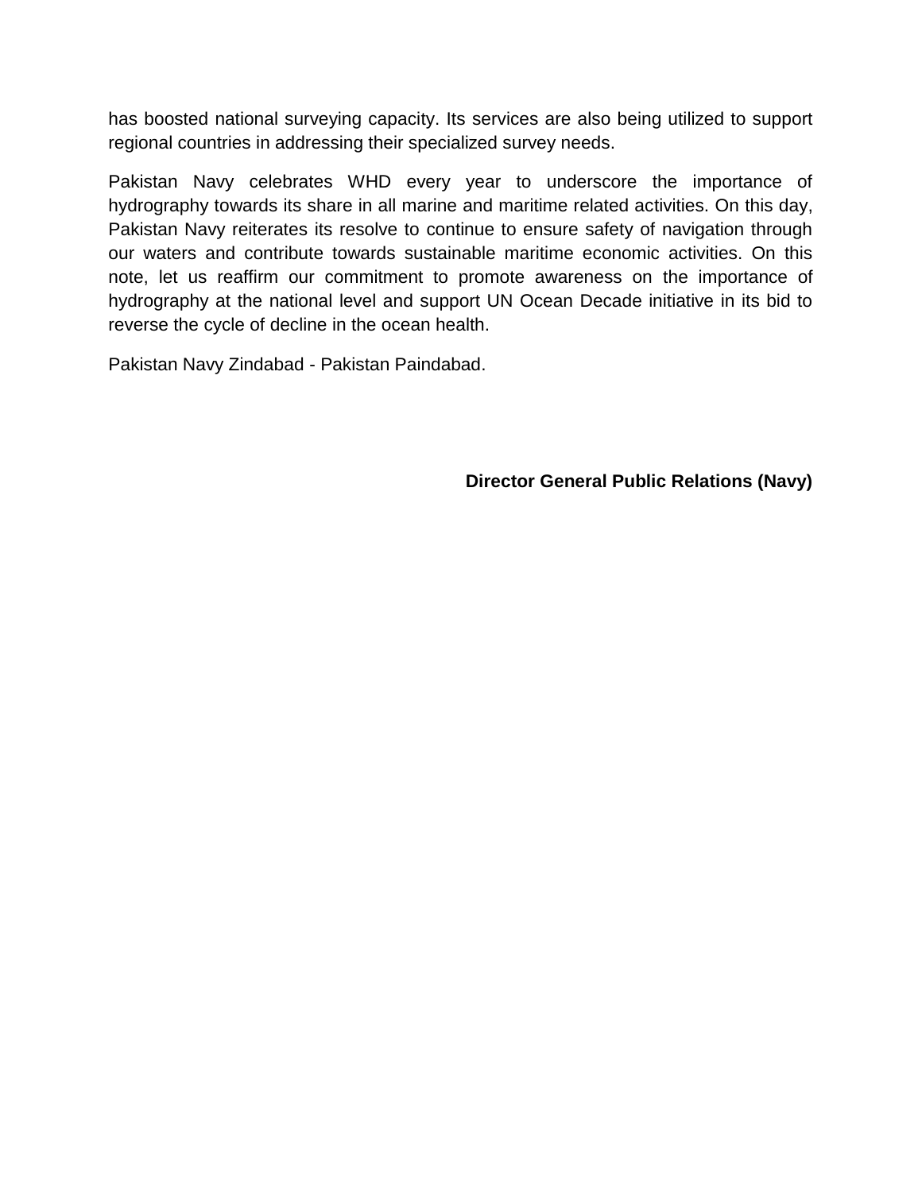has boosted national surveying capacity. Its services are also being utilized to support regional countries in addressing their specialized survey needs.

Pakistan Navy celebrates WHD every year to underscore the importance of hydrography towards its share in all marine and maritime related activities. On this day, Pakistan Navy reiterates its resolve to continue to ensure safety of navigation through our waters and contribute towards sustainable maritime economic activities. On this note, let us reaffirm our commitment to promote awareness on the importance of hydrography at the national level and support UN Ocean Decade initiative in its bid to reverse the cycle of decline in the ocean health.

Pakistan Navy Zindabad - Pakistan Paindabad.

**Director General Public Relations (Navy)**